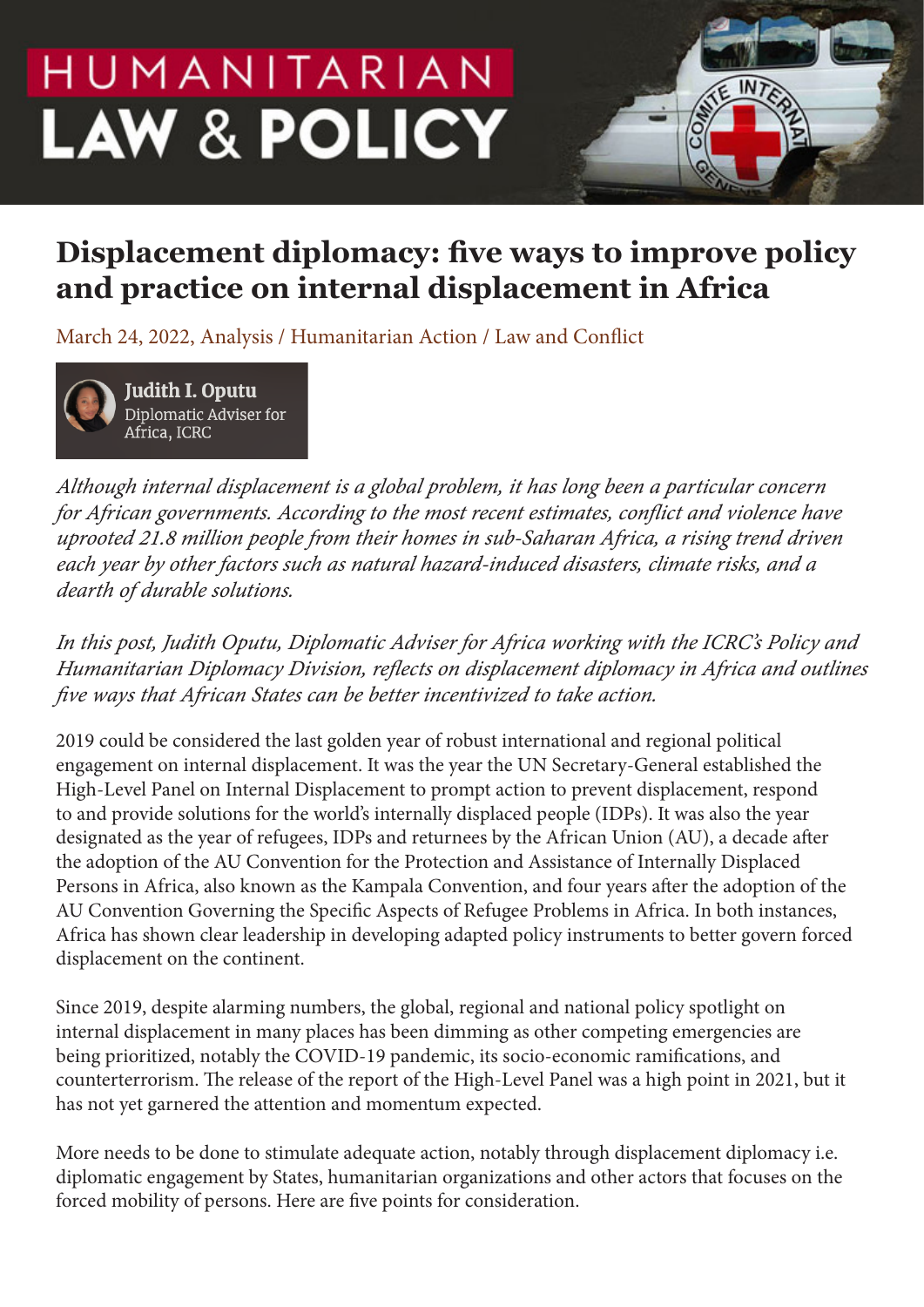HUMANITARIAN
# LAW & POLICY

## Displacement diplomacy: five ways to improve policy and practice on internal displacement in Africa

March 24, 2022, Analysis / Humanitarian Action / Law and Conflict

**Judith I. Oputu**
Diplomatic Adviser for Africa, ICRC

*Although internal displacement is a global problem, it has long been a particular concern for African governments. According to the most recent estimates, conflict and violence have uprooted 21.8 million people from their homes in sub-Saharan Africa, a rising trend driven each year by other factors such as natural hazard-induced disasters, climate risks, and a dearth of durable solutions.*

*In this post, Judith Oputu, Diplomatic Adviser for Africa working with the ICRC's Policy and Humanitarian Diplomacy Division, reflects on displacement diplomacy in Africa and outlines five ways that African States can be better incentivized to take action.*

2019 could be considered the last golden year of robust international and regional political engagement on internal displacement. It was the year the UN Secretary-General established the High-Level Panel on Internal Displacement to prompt action to prevent displacement, respond to and provide solutions for the world's internally displaced people (IDPs). It was also the year designated as the year of refugees, IDPs and returnees by the African Union (AU), a decade after the adoption of the AU Convention for the Protection and Assistance of Internally Displaced Persons in Africa, also known as the Kampala Convention, and four years after the adoption of the AU Convention Governing the Specific Aspects of Refugee Problems in Africa. In both instances, Africa has shown clear leadership in developing adapted policy instruments to better govern forced displacement on the continent.

Since 2019, despite alarming numbers, the global, regional and national policy spotlight on internal displacement in many places has been dimming as other competing emergencies are being prioritized, notably the COVID-19 pandemic, its socio-economic ramifications, and counterterrorism. The release of the report of the High-Level Panel was a high point in 2021, but it has not yet garnered the attention and momentum expected.

More needs to be done to stimulate adequate action, notably through displacement diplomacy i.e. diplomatic engagement by States, humanitarian organizations and other actors that focuses on the forced mobility of persons. Here are five points for consideration.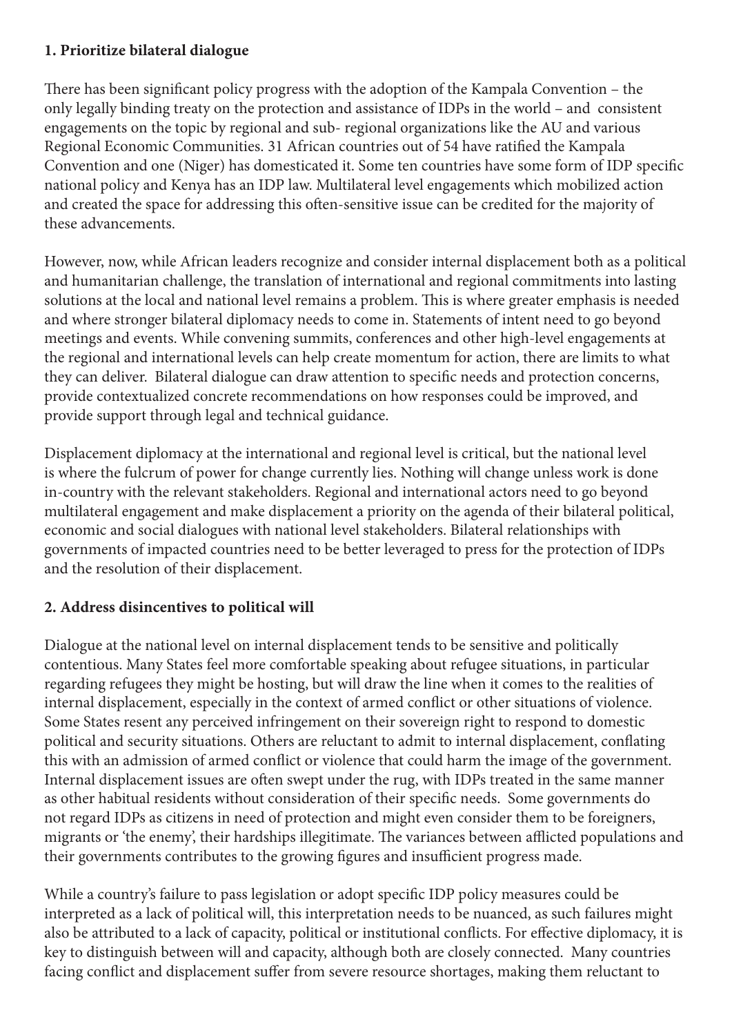**1. Prioritize bilateral dialogue**

There has been significant policy progress with the adoption of the Kampala Convention – the only legally binding treaty on the protection and assistance of IDPs in the world – and consistent engagements on the topic by regional and sub- regional organizations like the AU and various Regional Economic Communities. 31 African countries out of 54 have ratified the Kampala Convention and one (Niger) has domesticated it. Some ten countries have some form of IDP specific national policy and Kenya has an IDP law. Multilateral level engagements which mobilized action and created the space for addressing this often-sensitive issue can be credited for the majority of these advancements.

However, now, while African leaders recognize and consider internal displacement both as a political and humanitarian challenge, the translation of international and regional commitments into lasting solutions at the local and national level remains a problem. This is where greater emphasis is needed and where stronger bilateral diplomacy needs to come in. Statements of intent need to go beyond meetings and events. While convening summits, conferences and other high-level engagements at the regional and international levels can help create momentum for action, there are limits to what they can deliver. Bilateral dialogue can draw attention to specific needs and protection concerns, provide contextualized concrete recommendations on how responses could be improved, and provide support through legal and technical guidance.

Displacement diplomacy at the international and regional level is critical, but the national level is where the fulcrum of power for change currently lies. Nothing will change unless work is done in-country with the relevant stakeholders. Regional and international actors need to go beyond multilateral engagement and make displacement a priority on the agenda of their bilateral political, economic and social dialogues with national level stakeholders. Bilateral relationships with governments of impacted countries need to be better leveraged to press for the protection of IDPs and the resolution of their displacement.

**2. Address disincentives to political will**

Dialogue at the national level on internal displacement tends to be sensitive and politically contentious. Many States feel more comfortable speaking about refugee situations, in particular regarding refugees they might be hosting, but will draw the line when it comes to the realities of internal displacement, especially in the context of armed conflict or other situations of violence. Some States resent any perceived infringement on their sovereign right to respond to domestic political and security situations. Others are reluctant to admit to internal displacement, conflating this with an admission of armed conflict or violence that could harm the image of the government. Internal displacement issues are often swept under the rug, with IDPs treated in the same manner as other habitual residents without consideration of their specific needs. Some governments do not regard IDPs as citizens in need of protection and might even consider them to be foreigners, migrants or 'the enemy', their hardships illegitimate. The variances between afflicted populations and their governments contributes to the growing figures and insufficient progress made.

While a country's failure to pass legislation or adopt specific IDP policy measures could be interpreted as a lack of political will, this interpretation needs to be nuanced, as such failures might also be attributed to a lack of capacity, political or institutional conflicts. For effective diplomacy, it is key to distinguish between will and capacity, although both are closely connected. Many countries facing conflict and displacement suffer from severe resource shortages, making them reluctant to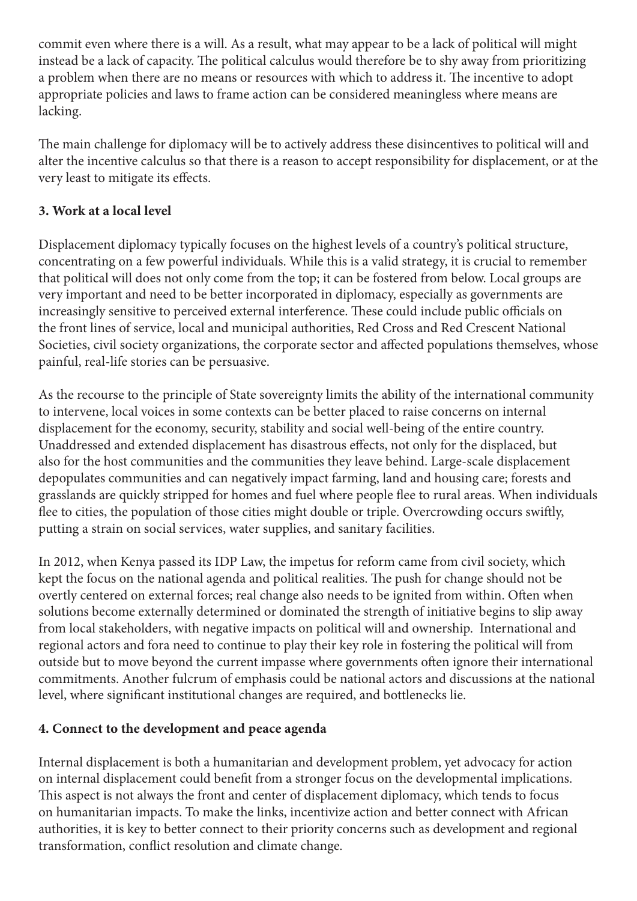commit even where there is a will. As a result, what may appear to be a lack of political will might instead be a lack of capacity. The political calculus would therefore be to shy away from prioritizing a problem when there are no means or resources with which to address it. The incentive to adopt appropriate policies and laws to frame action can be considered meaningless where means are lacking.

The main challenge for diplomacy will be to actively address these disincentives to political will and alter the incentive calculus so that there is a reason to accept responsibility for displacement, or at the very least to mitigate its effects.

### 3. Work at a local level

Displacement diplomacy typically focuses on the highest levels of a country's political structure, concentrating on a few powerful individuals. While this is a valid strategy, it is crucial to remember that political will does not only come from the top; it can be fostered from below. Local groups are very important and need to be better incorporated in diplomacy, especially as governments are increasingly sensitive to perceived external interference. These could include public officials on the front lines of service, local and municipal authorities, Red Cross and Red Crescent National Societies, civil society organizations, the corporate sector and affected populations themselves, whose painful, real-life stories can be persuasive.

As the recourse to the principle of State sovereignty limits the ability of the international community to intervene, local voices in some contexts can be better placed to raise concerns on internal displacement for the economy, security, stability and social well-being of the entire country. Unaddressed and extended displacement has disastrous effects, not only for the displaced, but also for the host communities and the communities they leave behind. Large-scale displacement depopulates communities and can negatively impact farming, land and housing care; forests and grasslands are quickly stripped for homes and fuel where people flee to rural areas. When individuals flee to cities, the population of those cities might double or triple. Overcrowding occurs swiftly, putting a strain on social services, water supplies, and sanitary facilities.

In 2012, when Kenya passed its IDP Law, the impetus for reform came from civil society, which kept the focus on the national agenda and political realities. The push for change should not be overtly centered on external forces; real change also needs to be ignited from within. Often when solutions become externally determined or dominated the strength of initiative begins to slip away from local stakeholders, with negative impacts on political will and ownership. International and regional actors and fora need to continue to play their key role in fostering the political will from outside but to move beyond the current impasse where governments often ignore their international commitments. Another fulcrum of emphasis could be national actors and discussions at the national level, where significant institutional changes are required, and bottlenecks lie.

### 4. Connect to the development and peace agenda

Internal displacement is both a humanitarian and development problem, yet advocacy for action on internal displacement could benefit from a stronger focus on the developmental implications. This aspect is not always the front and center of displacement diplomacy, which tends to focus on humanitarian impacts. To make the links, incentivize action and better connect with African authorities, it is key to better connect to their priority concerns such as development and regional transformation, conflict resolution and climate change.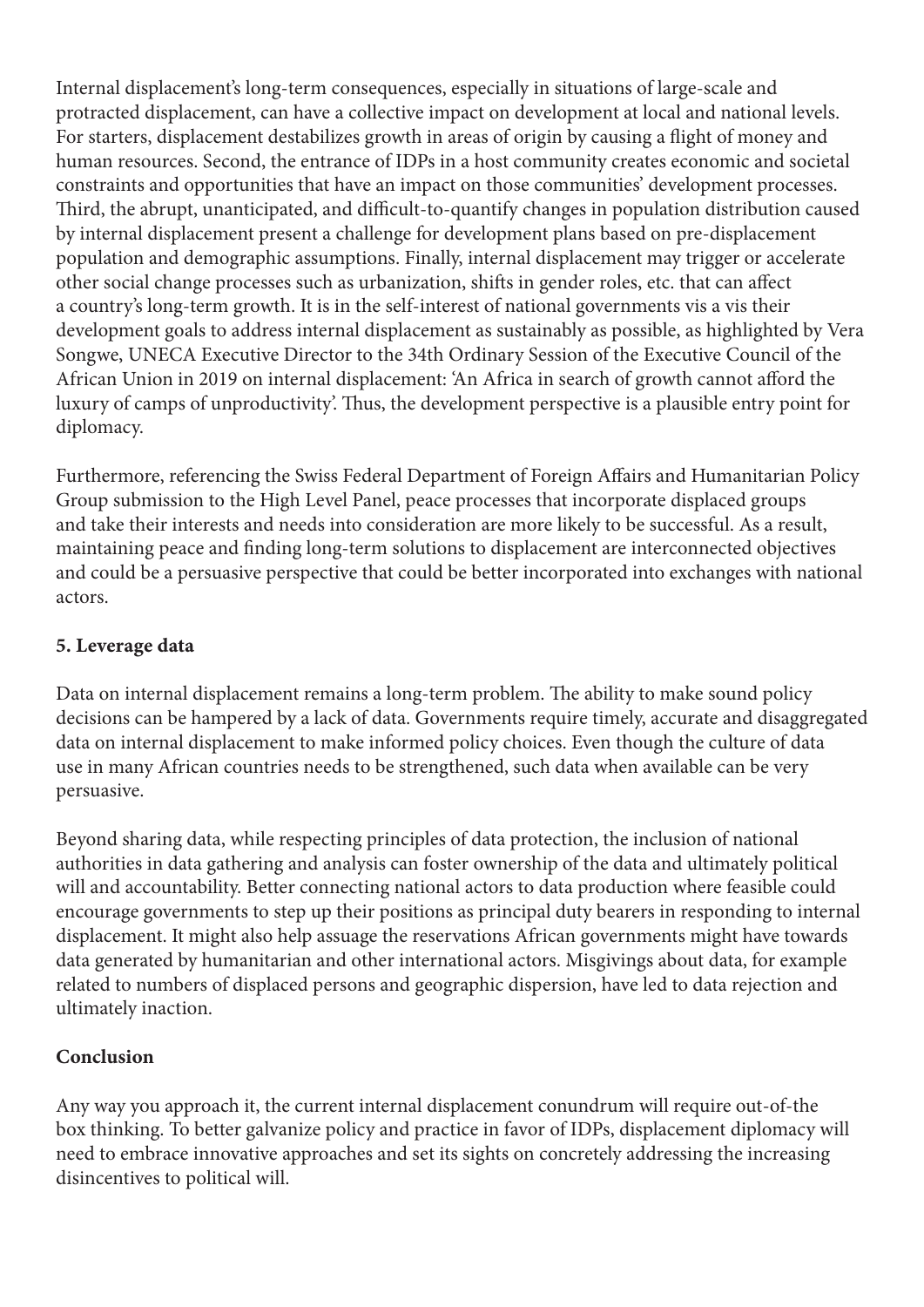Internal displacement's long-term consequences, especially in situations of large-scale and protracted displacement, can have a collective impact on development at local and national levels. For starters, displacement destabilizes growth in areas of origin by causing a flight of money and human resources. Second, the entrance of IDPs in a host community creates economic and societal constraints and opportunities that have an impact on those communities' development processes. Third, the abrupt, unanticipated, and difficult-to-quantify changes in population distribution caused by internal displacement present a challenge for development plans based on pre-displacement population and demographic assumptions. Finally, internal displacement may trigger or accelerate other social change processes such as urbanization, shifts in gender roles, etc. that can affect a country's long-term growth. It is in the self-interest of national governments vis a vis their development goals to address internal displacement as sustainably as possible, as highlighted by Vera Songwe, UNECA Executive Director to the 34th Ordinary Session of the Executive Council of the African Union in 2019 on internal displacement: 'An Africa in search of growth cannot afford the luxury of camps of unproductivity'. Thus, the development perspective is a plausible entry point for diplomacy.

Furthermore, referencing the Swiss Federal Department of Foreign Affairs and Humanitarian Policy Group submission to the High Level Panel, peace processes that incorporate displaced groups and take their interests and needs into consideration are more likely to be successful. As a result, maintaining peace and finding long-term solutions to displacement are interconnected objectives and could be a persuasive perspective that could be better incorporated into exchanges with national actors.

**5. Leverage data**

Data on internal displacement remains a long-term problem. The ability to make sound policy decisions can be hampered by a lack of data. Governments require timely, accurate and disaggregated data on internal displacement to make informed policy choices. Even though the culture of data use in many African countries needs to be strengthened, such data when available can be very persuasive.

Beyond sharing data, while respecting principles of data protection, the inclusion of national authorities in data gathering and analysis can foster ownership of the data and ultimately political will and accountability. Better connecting national actors to data production where feasible could encourage governments to step up their positions as principal duty bearers in responding to internal displacement. It might also help assuage the reservations African governments might have towards data generated by humanitarian and other international actors. Misgivings about data, for example related to numbers of displaced persons and geographic dispersion, have led to data rejection and ultimately inaction.

**Conclusion**

Any way you approach it, the current internal displacement conundrum will require out-of-the box thinking. To better galvanize policy and practice in favor of IDPs, displacement diplomacy will need to embrace innovative approaches and set its sights on concretely addressing the increasing disincentives to political will.